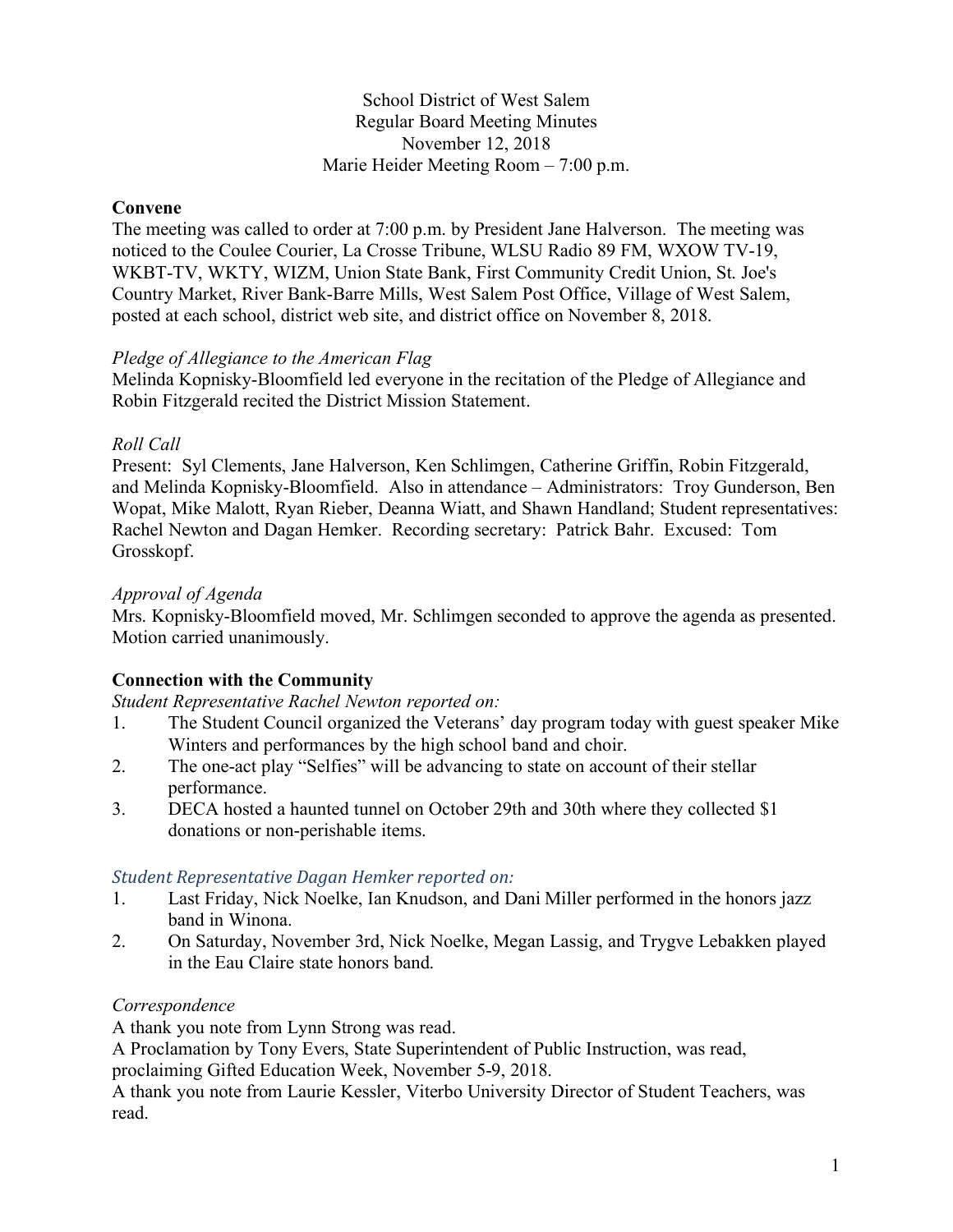School District of West Salem
Regular Board Meeting Minutes
November 12, 2018
Marie Heider Meeting Room – 7:00 p.m.

**Convene**

The meeting was called to order at 7:00 p.m. by President Jane Halverson. The meeting was noticed to the Coulee Courier, La Crosse Tribune, WLSU Radio 89 FM, WXOW TV-19, WKBT-TV, WKTY, WIZM, Union State Bank, First Community Credit Union, St. Joe's Country Market, River Bank-Barre Mills, West Salem Post Office, Village of West Salem, posted at each school, district web site, and district office on November 8, 2018.

*Pledge of Allegiance to the American Flag*

Melinda Kopnisky-Bloomfield led everyone in the recitation of the Pledge of Allegiance and Robin Fitzgerald recited the District Mission Statement.

*Roll Call*

Present: Syl Clements, Jane Halverson, Ken Schlimgen, Catherine Griffin, Robin Fitzgerald, and Melinda Kopnisky-Bloomfield. Also in attendance – Administrators: Troy Gunderson, Ben Wopat, Mike Malott, Ryan Rieber, Deanna Wiatt, and Shawn Handland; Student representatives: Rachel Newton and Dagan Hemker. Recording secretary: Patrick Bahr. Excused: Tom Grosskopf.

*Approval of Agenda*

Mrs. Kopnisky-Bloomfield moved, Mr. Schlimgen seconded to approve the agenda as presented. Motion carried unanimously.

**Connection with the Community**

*Student Representative Rachel Newton reported on:*

1. The Student Council organized the Veterans' day program today with guest speaker Mike Winters and performances by the high school band and choir.
2. The one-act play "Selfies" will be advancing to state on account of their stellar performance.
3. DECA hosted a haunted tunnel on October 29th and 30th where they collected $1 donations or non-perishable items.

*Student Representative Dagan Hemker reported on:*

1. Last Friday, Nick Noelke, Ian Knudson, and Dani Miller performed in the honors jazz band in Winona.
2. On Saturday, November 3rd, Nick Noelke, Megan Lassig, and Trygve Lebakken played in the Eau Claire state honors band.

*Correspondence*

A thank you note from Lynn Strong was read.
A Proclamation by Tony Evers, State Superintendent of Public Instruction, was read, proclaiming Gifted Education Week, November 5-9, 2018.
A thank you note from Laurie Kessler, Viterbo University Director of Student Teachers, was read.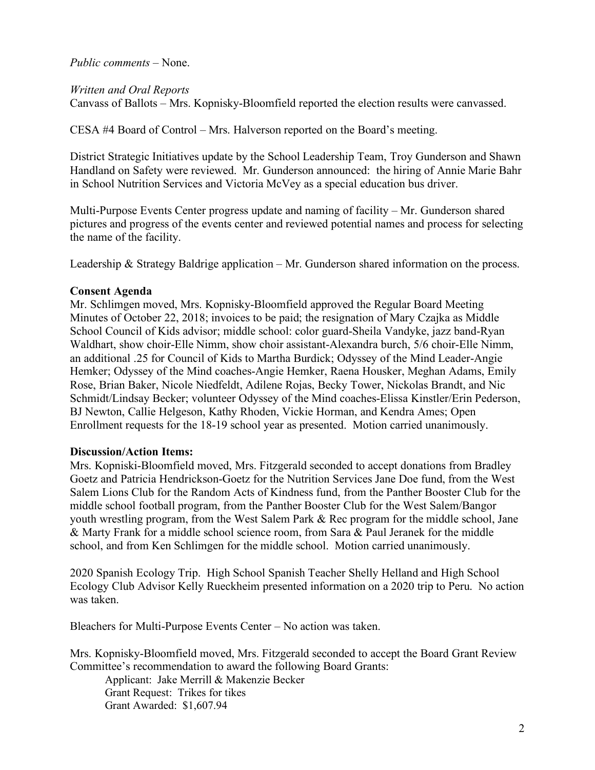*Public comments* – None.

*Written and Oral Reports*
Canvass of Ballots – Mrs. Kopnisky-Bloomfield reported the election results were canvassed.

CESA #4 Board of Control – Mrs. Halverson reported on the Board's meeting.

District Strategic Initiatives update by the School Leadership Team, Troy Gunderson and Shawn Handland on Safety were reviewed. Mr. Gunderson announced: the hiring of Annie Marie Bahr in School Nutrition Services and Victoria McVey as a special education bus driver.

Multi-Purpose Events Center progress update and naming of facility – Mr. Gunderson shared pictures and progress of the events center and reviewed potential names and process for selecting the name of the facility.

Leadership & Strategy Baldrige application – Mr. Gunderson shared information on the process.

**Consent Agenda**
Mr. Schlimgen moved, Mrs. Kopnisky-Bloomfield approved the Regular Board Meeting Minutes of October 22, 2018; invoices to be paid; the resignation of Mary Czajka as Middle School Council of Kids advisor; middle school: color guard-Sheila Vandyke, jazz band-Ryan Waldhart, show choir-Elle Nimm, show choir assistant-Alexandra burch, 5/6 choir-Elle Nimm, an additional .25 for Council of Kids to Martha Burdick; Odyssey of the Mind Leader-Angie Hemker; Odyssey of the Mind coaches-Angie Hemker, Raena Housker, Meghan Adams, Emily Rose, Brian Baker, Nicole Niedfeldt, Adilene Rojas, Becky Tower, Nickolas Brandt, and Nic Schmidt/Lindsay Becker; volunteer Odyssey of the Mind coaches-Elissa Kinstler/Erin Pederson, BJ Newton, Callie Helgeson, Kathy Rhoden, Vickie Horman, and Kendra Ames; Open Enrollment requests for the 18-19 school year as presented. Motion carried unanimously.

**Discussion/Action Items:**
Mrs. Kopniski-Bloomfield moved, Mrs. Fitzgerald seconded to accept donations from Bradley Goetz and Patricia Hendrickson-Goetz for the Nutrition Services Jane Doe fund, from the West Salem Lions Club for the Random Acts of Kindness fund, from the Panther Booster Club for the middle school football program, from the Panther Booster Club for the West Salem/Bangor youth wrestling program, from the West Salem Park & Rec program for the middle school, Jane & Marty Frank for a middle school science room, from Sara & Paul Jeranek for the middle school, and from Ken Schlimgen for the middle school. Motion carried unanimously.

2020 Spanish Ecology Trip. High School Spanish Teacher Shelly Helland and High School Ecology Club Advisor Kelly Rueckheim presented information on a 2020 trip to Peru. No action was taken.

Bleachers for Multi-Purpose Events Center – No action was taken.

Mrs. Kopnisky-Bloomfield moved, Mrs. Fitzgerald seconded to accept the Board Grant Review Committee's recommendation to award the following Board Grants:

Applicant: Jake Merrill & Makenzie Becker
Grant Request: Trikes for tikes
Grant Awarded: $1,607.94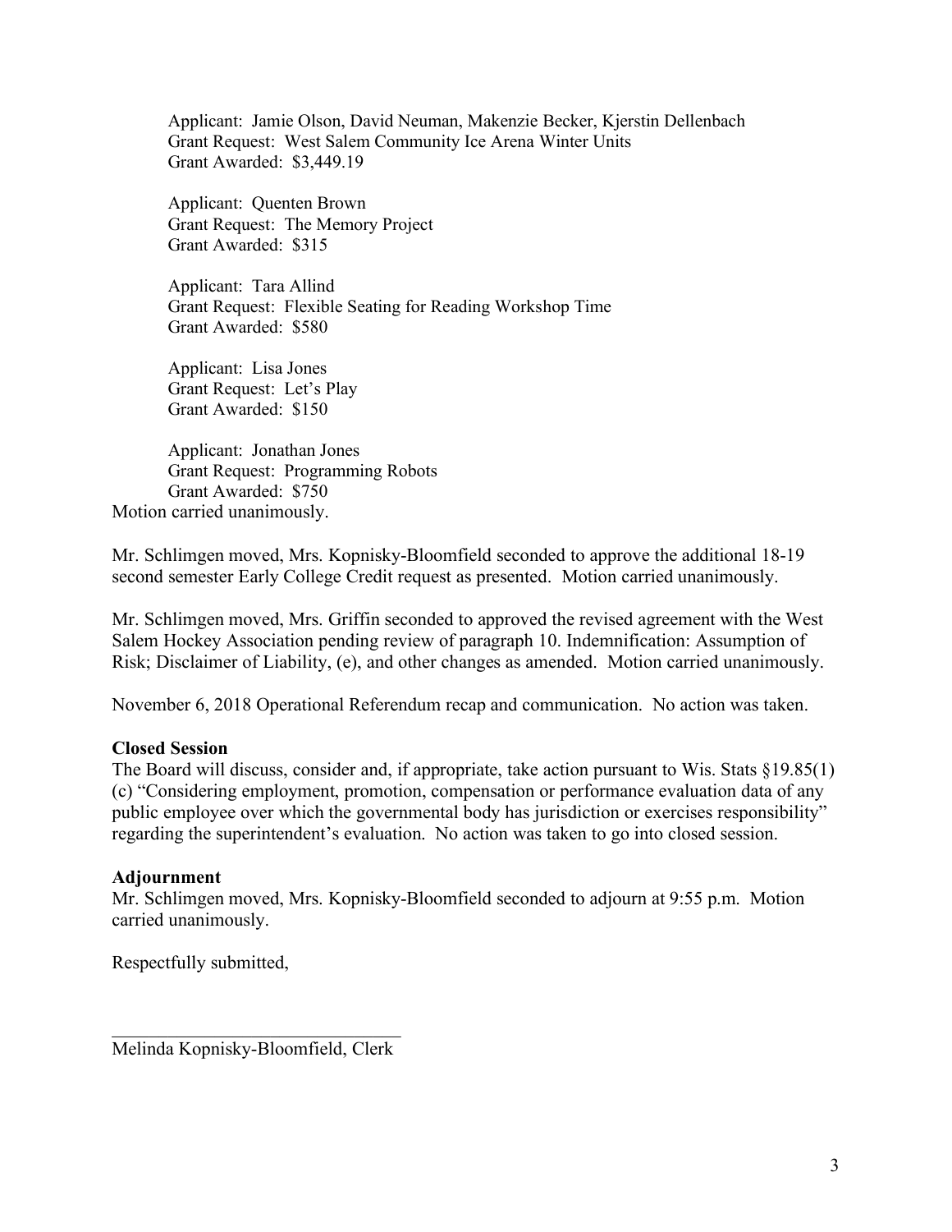Applicant: Jamie Olson, David Neuman, Makenzie Becker, Kjerstin Dellenbach
Grant Request: West Salem Community Ice Arena Winter Units
Grant Awarded: $3,449.19

Applicant: Quenten Brown
Grant Request: The Memory Project
Grant Awarded: $315

Applicant: Tara Allind
Grant Request: Flexible Seating for Reading Workshop Time
Grant Awarded: $580

Applicant: Lisa Jones
Grant Request: Let's Play
Grant Awarded: $150

Applicant: Jonathan Jones
Grant Request: Programming Robots
Grant Awarded: $750

Motion carried unanimously.

Mr. Schlimgen moved, Mrs. Kopnisky-Bloomfield seconded to approve the additional 18-19 second semester Early College Credit request as presented. Motion carried unanimously.

Mr. Schlimgen moved, Mrs. Griffin seconded to approved the revised agreement with the West Salem Hockey Association pending review of paragraph 10. Indemnification: Assumption of Risk; Disclaimer of Liability, (e), and other changes as amended. Motion carried unanimously.

November 6, 2018 Operational Referendum recap and communication. No action was taken.

**Closed Session**

The Board will discuss, consider and, if appropriate, take action pursuant to Wis. Stats §19.85(1)(c) "Considering employment, promotion, compensation or performance evaluation data of any public employee over which the governmental body has jurisdiction or exercises responsibility" regarding the superintendent's evaluation. No action was taken to go into closed session.

**Adjournment**

Mr. Schlimgen moved, Mrs. Kopnisky-Bloomfield seconded to adjourn at 9:55 p.m. Motion carried unanimously.

Respectfully submitted,

_______________________________

Melinda Kopnisky-Bloomfield, Clerk